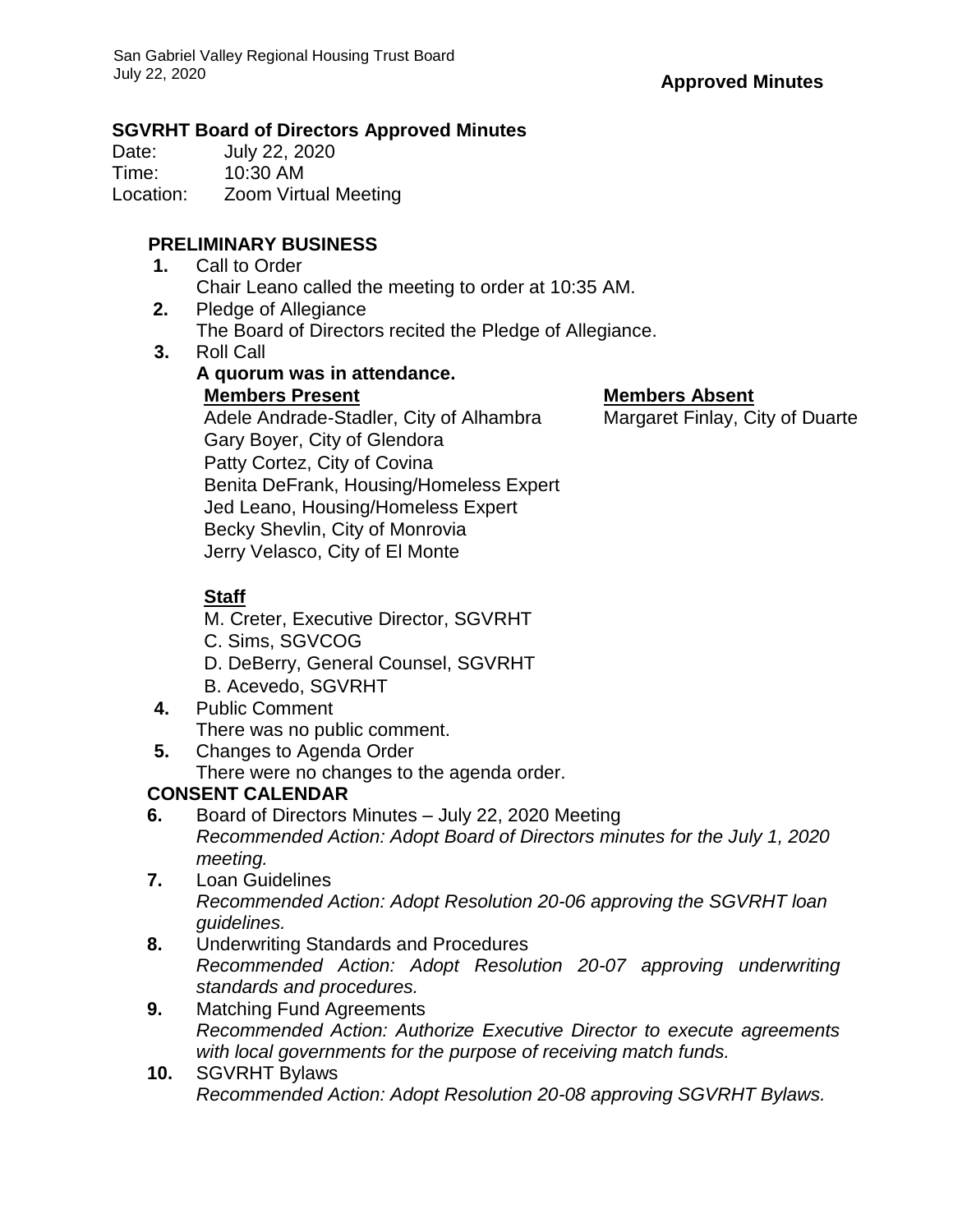**Approved Minutes**

## SGVRHT Board of Directors Approved Minutes

Date: July 22, 2020
Time: 10:30 AM
Location: Zoom Virtual Meeting

### PRELIMINARY BUSINESS

**1.** Call to Order
Chair Leano called the meeting to order at 10:35 AM.

**2.** Pledge of Allegiance
The Board of Directors recited the Pledge of Allegiance.

**3.** Roll Call
**A quorum was in attendance.**

**Members Present**
Adele Andrade-Stadler, City of Alhambra
Gary Boyer, City of Glendora
Patty Cortez, City of Covina
Benita DeFrank, Housing/Homeless Expert
Jed Leano, Housing/Homeless Expert
Becky Shevlin, City of Monrovia
Jerry Velasco, City of El Monte

**Members Absent**
Margaret Finlay, City of Duarte

**Staff**
M. Creter, Executive Director, SGVRHT
C. Sims, SGVCOG
D. DeBerry, General Counsel, SGVRHT
B. Acevedo, SGVRHT

**4.** Public Comment
There was no public comment.

**5.** Changes to Agenda Order
There were no changes to the agenda order.

### CONSENT CALENDAR

**6.** Board of Directors Minutes – July 22, 2020 Meeting
*Recommended Action: Adopt Board of Directors minutes for the July 1, 2020 meeting.*

**7.** Loan Guidelines
*Recommended Action: Adopt Resolution 20-06 approving the SGVRHT loan guidelines.*

**8.** Underwriting Standards and Procedures
*Recommended Action: Adopt Resolution 20-07 approving underwriting standards and procedures.*

**9.** Matching Fund Agreements
*Recommended Action: Authorize Executive Director to execute agreements with local governments for the purpose of receiving match funds.*

**10.** SGVRHT Bylaws
*Recommended Action: Adopt Resolution 20-08 approving SGVRHT Bylaws.*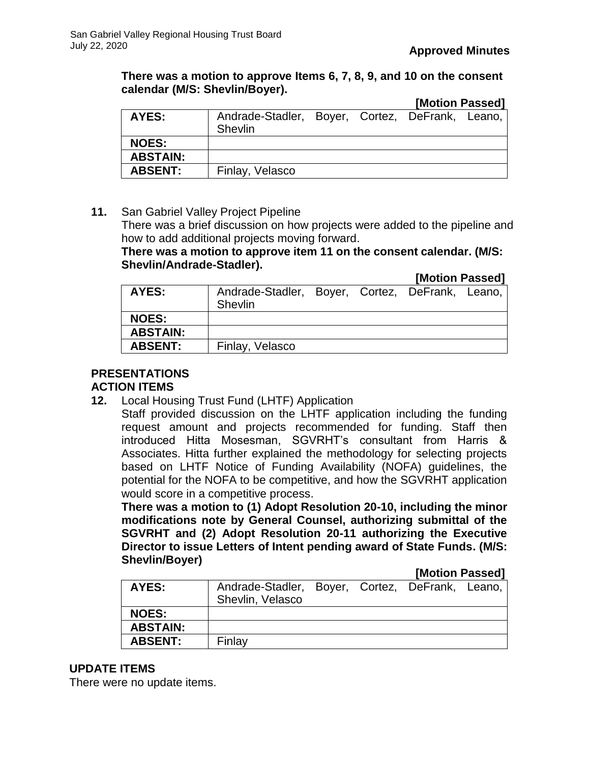**There was a motion to approve Items 6, 7, 8, 9, and 10 on the consent calendar (M/S: Shevlin/Boyer).**

**[Motion Passed]**

| | |
|---|---|
| **AYES:** | Andrade-Stadler, Boyer, Cortez, DeFrank, Leano, Shevlin |
| **NOES:** | |
| **ABSTAIN:** | |
| **ABSENT:** | Finlay, Velasco |

**11.** San Gabriel Valley Project Pipeline

There was a brief discussion on how projects were added to the pipeline and how to add additional projects moving forward.

**There was a motion to approve item 11 on the consent calendar. (M/S: Shevlin/Andrade-Stadler).**

**[Motion Passed]**

| | |
|---|---|
| **AYES:** | Andrade-Stadler, Boyer, Cortez, DeFrank, Leano, Shevlin |
| **NOES:** | |
| **ABSTAIN:** | |
| **ABSENT:** | Finlay, Velasco |

## PRESENTATIONS

## ACTION ITEMS

**12.** Local Housing Trust Fund (LHTF) Application

Staff provided discussion on the LHTF application including the funding request amount and projects recommended for funding. Staff then introduced Hitta Mosesman, SGVRHT's consultant from Harris & Associates. Hitta further explained the methodology for selecting projects based on LHTF Notice of Funding Availability (NOFA) guidelines, the potential for the NOFA to be competitive, and how the SGVRHT application would score in a competitive process.

**There was a motion to (1) Adopt Resolution 20-10, including the minor modifications note by General Counsel, authorizing submittal of the SGVRHT and (2) Adopt Resolution 20-11 authorizing the Executive Director to issue Letters of Intent pending award of State Funds. (M/S: Shevlin/Boyer)**

**[Motion Passed]**

| | |
|---|---|
| **AYES:** | Andrade-Stadler, Boyer, Cortez, DeFrank, Leano, Shevlin, Velasco |
| **NOES:** | |
| **ABSTAIN:** | |
| **ABSENT:** | Finlay |

## UPDATE ITEMS

There were no update items.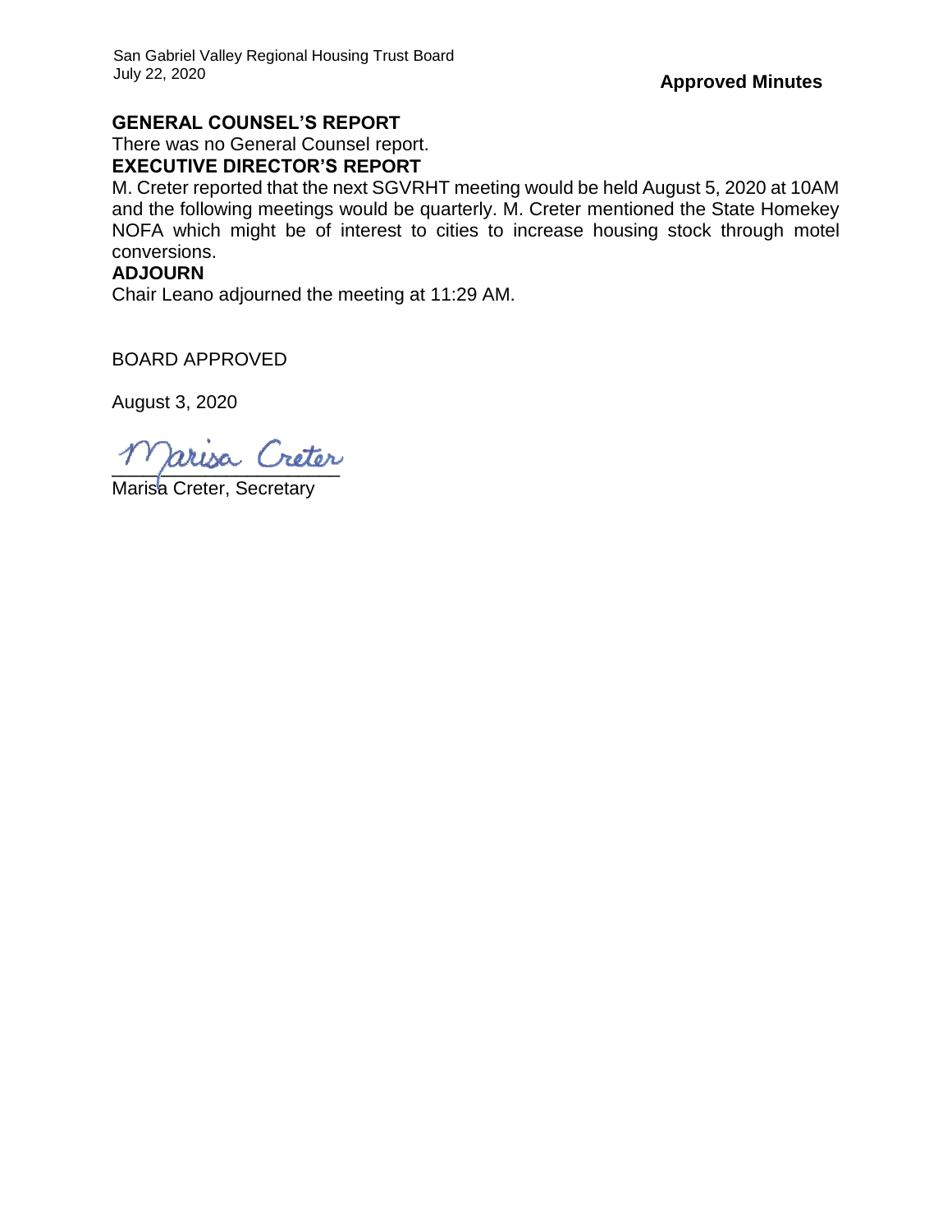## GENERAL COUNSEL'S REPORT

There was no General Counsel report.

## EXECUTIVE DIRECTOR'S REPORT

M. Creter reported that the next SGVRHT meeting would be held August 5, 2020 at 10AM and the following meetings would be quarterly. M. Creter mentioned the State Homekey NOFA which might be of interest to cities to increase housing stock through motel conversions.

## ADJOURN

Chair Leano adjourned the meeting at 11:29 AM.

BOARD APPROVED

August 3, 2020

Marisa Creter

______________________

Marisa Creter, Secretary